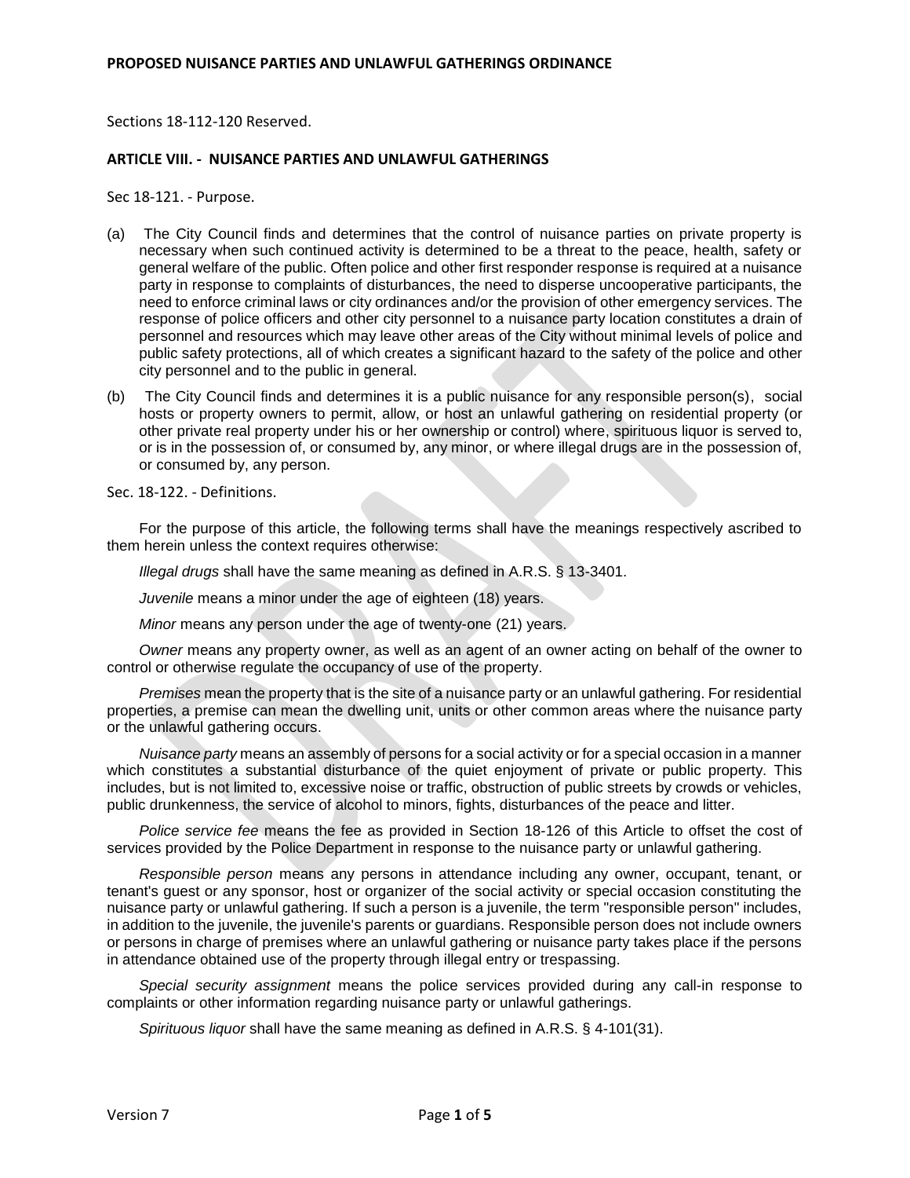# PROPOSED NUISANCE PARTIES AND UNLAWFUL GATHERINGS ORDINANCE

Sections 18-112-120 Reserved.

## ARTICLE VIII. - NUISANCE PARTIES AND UNLAWFUL GATHERINGS

Sec 18-121. - Purpose.

(a) The City Council finds and determines that the control of nuisance parties on private property is necessary when such continued activity is determined to be a threat to the peace, health, safety or general welfare of the public. Often police and other first responder response is required at a nuisance party in response to complaints of disturbances, the need to disperse uncooperative participants, the need to enforce criminal laws or city ordinances and/or the provision of other emergency services. The response of police officers and other city personnel to a nuisance party location constitutes a drain of personnel and resources which may leave other areas of the City without minimal levels of police and public safety protections, all of which creates a significant hazard to the safety of the police and other city personnel and to the public in general.

(b) The City Council finds and determines it is a public nuisance for any responsible person(s), social hosts or property owners to permit, allow, or host an unlawful gathering on residential property (or other private real property under his or her ownership or control) where, spirituous liquor is served to, or is in the possession of, or consumed by, any minor, or where illegal drugs are in the possession of, or consumed by, any person.

Sec. 18-122. - Definitions.

For the purpose of this article, the following terms shall have the meanings respectively ascribed to them herein unless the context requires otherwise:

*Illegal drugs* shall have the same meaning as defined in A.R.S. § 13-3401.

*Juvenile* means a minor under the age of eighteen (18) years.

*Minor* means any person under the age of twenty-one (21) years.

*Owner* means any property owner, as well as an agent of an owner acting on behalf of the owner to control or otherwise regulate the occupancy of use of the property.

*Premises* mean the property that is the site of a nuisance party or an unlawful gathering. For residential properties, a premise can mean the dwelling unit, units or other common areas where the nuisance party or the unlawful gathering occurs.

*Nuisance party* means an assembly of persons for a social activity or for a special occasion in a manner which constitutes a substantial disturbance of the quiet enjoyment of private or public property. This includes, but is not limited to, excessive noise or traffic, obstruction of public streets by crowds or vehicles, public drunkenness, the service of alcohol to minors, fights, disturbances of the peace and litter.

*Police service fee* means the fee as provided in Section 18-126 of this Article to offset the cost of services provided by the Police Department in response to the nuisance party or unlawful gathering.

*Responsible person* means any persons in attendance including any owner, occupant, tenant, or tenant's guest or any sponsor, host or organizer of the social activity or special occasion constituting the nuisance party or unlawful gathering. If such a person is a juvenile, the term "responsible person" includes, in addition to the juvenile, the juvenile's parents or guardians. Responsible person does not include owners or persons in charge of premises where an unlawful gathering or nuisance party takes place if the persons in attendance obtained use of the property through illegal entry or trespassing.

*Special security assignment* means the police services provided during any call-in response to complaints or other information regarding nuisance party or unlawful gatherings.

*Spirituous liquor* shall have the same meaning as defined in A.R.S. § 4-101(31).

Version 7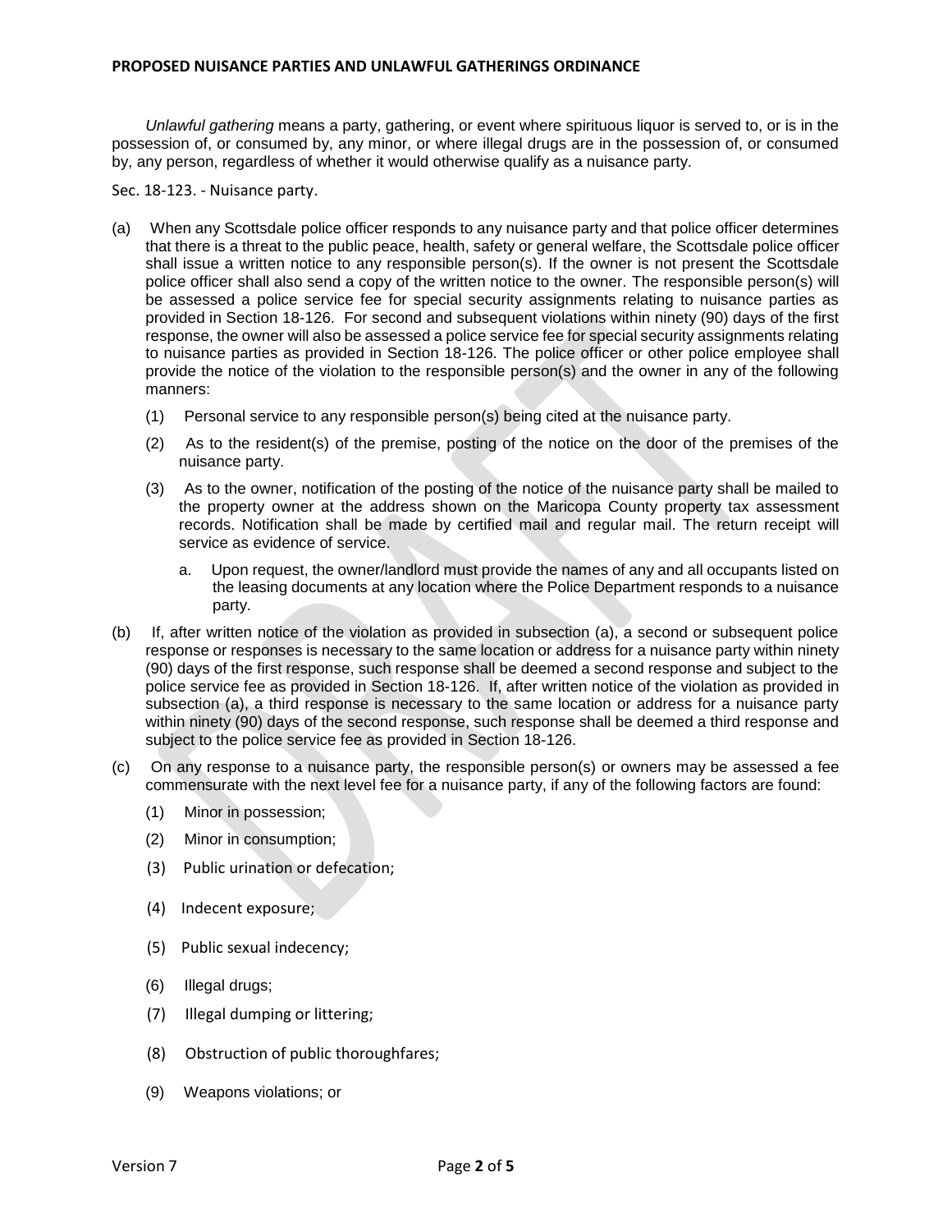*Unlawful gathering* means a party, gathering, or event where spirituous liquor is served to, or is in the possession of, or consumed by, any minor, or where illegal drugs are in the possession of, or consumed by, any person, regardless of whether it would otherwise qualify as a nuisance party.

Sec. 18-123. - Nuisance party.

(a) When any Scottsdale police officer responds to any nuisance party and that police officer determines that there is a threat to the public peace, health, safety or general welfare, the Scottsdale police officer shall issue a written notice to any responsible person(s). If the owner is not present the Scottsdale police officer shall also send a copy of the written notice to the owner. The responsible person(s) will be assessed a police service fee for special security assignments relating to nuisance parties as provided in Section 18-126. For second and subsequent violations within ninety (90) days of the first response, the owner will also be assessed a police service fee for special security assignments relating to nuisance parties as provided in Section 18-126. The police officer or other police employee shall provide the notice of the violation to the responsible person(s) and the owner in any of the following manners:

(1) Personal service to any responsible person(s) being cited at the nuisance party.

(2) As to the resident(s) of the premise, posting of the notice on the door of the premises of the nuisance party.

(3) As to the owner, notification of the posting of the notice of the nuisance party shall be mailed to the property owner at the address shown on the Maricopa County property tax assessment records. Notification shall be made by certified mail and regular mail. The return receipt will service as evidence of service.

a. Upon request, the owner/landlord must provide the names of any and all occupants listed on the leasing documents at any location where the Police Department responds to a nuisance party.

(b) If, after written notice of the violation as provided in subsection (a), a second or subsequent police response or responses is necessary to the same location or address for a nuisance party within ninety (90) days of the first response, such response shall be deemed a second response and subject to the police service fee as provided in Section 18-126. If, after written notice of the violation as provided in subsection (a), a third response is necessary to the same location or address for a nuisance party within ninety (90) days of the second response, such response shall be deemed a third response and subject to the police service fee as provided in Section 18-126.

(c) On any response to a nuisance party, the responsible person(s) or owners may be assessed a fee commensurate with the next level fee for a nuisance party, if any of the following factors are found:

(1) Minor in possession;

(2) Minor in consumption;

(3) Public urination or defecation;

(4) Indecent exposure;

(5) Public sexual indecency;

(6) Illegal drugs;

(7) Illegal dumping or littering;

(8) Obstruction of public thoroughfares;

(9) Weapons violations; or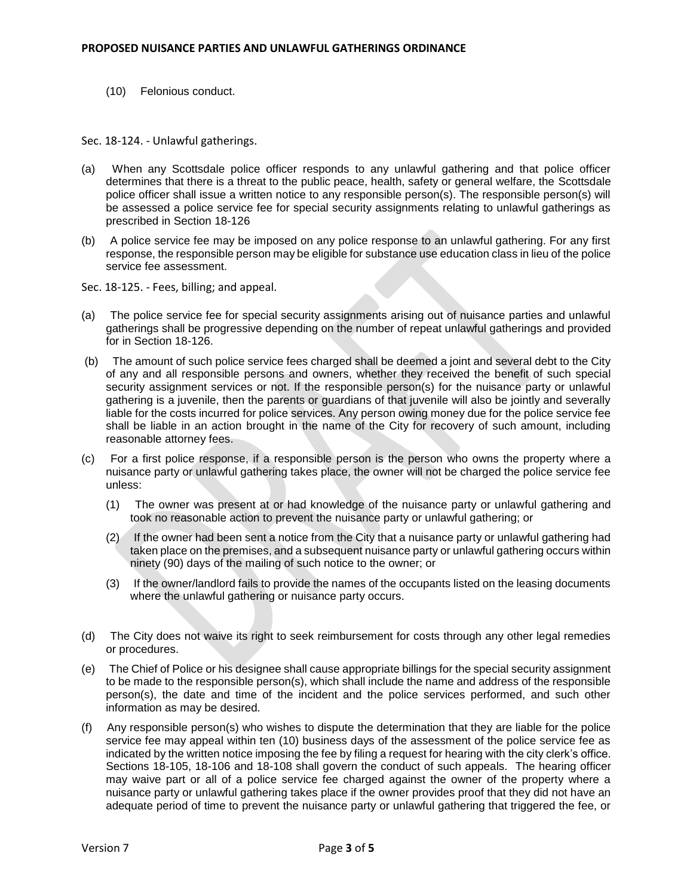(10) Felonious conduct.

Sec. 18-124. - Unlawful gatherings.

(a) When any Scottsdale police officer responds to any unlawful gathering and that police officer determines that there is a threat to the public peace, health, safety or general welfare, the Scottsdale police officer shall issue a written notice to any responsible person(s). The responsible person(s) will be assessed a police service fee for special security assignments relating to unlawful gatherings as prescribed in Section 18-126

(b) A police service fee may be imposed on any police response to an unlawful gathering. For any first response, the responsible person may be eligible for substance use education class in lieu of the police service fee assessment.

Sec. 18-125. - Fees, billing; and appeal.

(a) The police service fee for special security assignments arising out of nuisance parties and unlawful gatherings shall be progressive depending on the number of repeat unlawful gatherings and provided for in Section 18-126.

(b) The amount of such police service fees charged shall be deemed a joint and several debt to the City of any and all responsible persons and owners, whether they received the benefit of such special security assignment services or not. If the responsible person(s) for the nuisance party or unlawful gathering is a juvenile, then the parents or guardians of that juvenile will also be jointly and severally liable for the costs incurred for police services. Any person owing money due for the police service fee shall be liable in an action brought in the name of the City for recovery of such amount, including reasonable attorney fees.

(c) For a first police response, if a responsible person is the person who owns the property where a nuisance party or unlawful gathering takes place, the owner will not be charged the police service fee unless:

(1) The owner was present at or had knowledge of the nuisance party or unlawful gathering and took no reasonable action to prevent the nuisance party or unlawful gathering; or

(2) If the owner had been sent a notice from the City that a nuisance party or unlawful gathering had taken place on the premises, and a subsequent nuisance party or unlawful gathering occurs within ninety (90) days of the mailing of such notice to the owner; or

(3) If the owner/landlord fails to provide the names of the occupants listed on the leasing documents where the unlawful gathering or nuisance party occurs.

(d) The City does not waive its right to seek reimbursement for costs through any other legal remedies or procedures.

(e) The Chief of Police or his designee shall cause appropriate billings for the special security assignment to be made to the responsible person(s), which shall include the name and address of the responsible person(s), the date and time of the incident and the police services performed, and such other information as may be desired.

(f) Any responsible person(s) who wishes to dispute the determination that they are liable for the police service fee may appeal within ten (10) business days of the assessment of the police service fee as indicated by the written notice imposing the fee by filing a request for hearing with the city clerk's office. Sections 18-105, 18-106 and 18-108 shall govern the conduct of such appeals. The hearing officer may waive part or all of a police service fee charged against the owner of the property where a nuisance party or unlawful gathering takes place if the owner provides proof that they did not have an adequate period of time to prevent the nuisance party or unlawful gathering that triggered the fee, or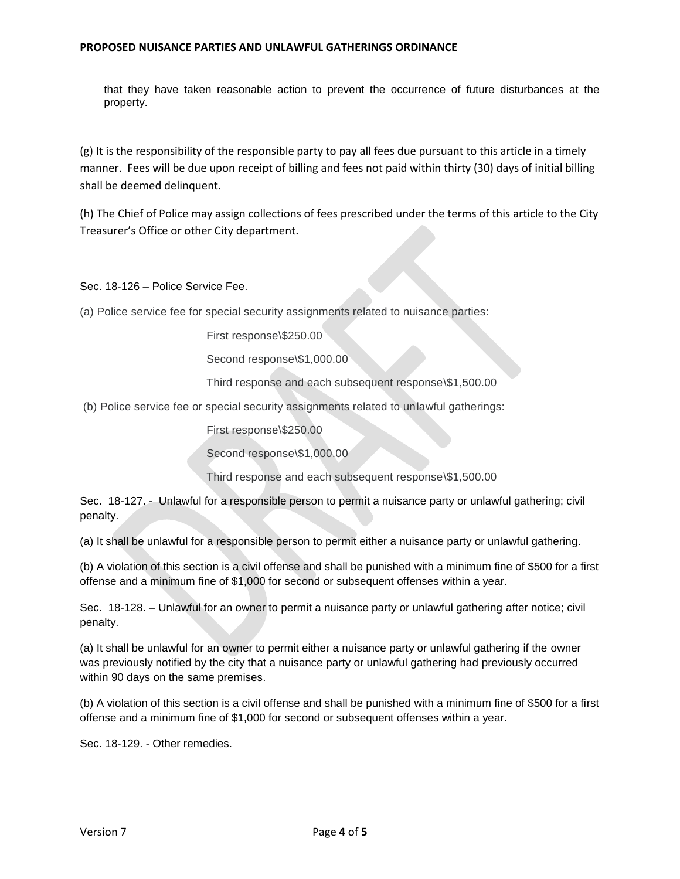that they have taken reasonable action to prevent the occurrence of future disturbances at the property.

(g) It is the responsibility of the responsible party to pay all fees due pursuant to this article in a timely manner. Fees will be due upon receipt of billing and fees not paid within thirty (30) days of initial billing shall be deemed delinquent.

(h) The Chief of Police may assign collections of fees prescribed under the terms of this article to the City Treasurer's Office or other City department.

Sec. 18-126 – Police Service Fee.

(a) Police service fee for special security assignments related to nuisance parties:

First response\$250.00

Second response\$1,000.00

Third response and each subsequent response\$1,500.00

(b) Police service fee or special security assignments related to unlawful gatherings:

First response\$250.00

Second response\$1,000.00

Third response and each subsequent response\$1,500.00

Sec. 18-127. - Unlawful for a responsible person to permit a nuisance party or unlawful gathering; civil penalty.

(a) It shall be unlawful for a responsible person to permit either a nuisance party or unlawful gathering.

(b) A violation of this section is a civil offense and shall be punished with a minimum fine of $500 for a first offense and a minimum fine of $1,000 for second or subsequent offenses within a year.

Sec. 18-128. – Unlawful for an owner to permit a nuisance party or unlawful gathering after notice; civil penalty.

(a) It shall be unlawful for an owner to permit either a nuisance party or unlawful gathering if the owner was previously notified by the city that a nuisance party or unlawful gathering had previously occurred within 90 days on the same premises.

(b) A violation of this section is a civil offense and shall be punished with a minimum fine of $500 for a first offense and a minimum fine of $1,000 for second or subsequent offenses within a year.

Sec. 18-129. - Other remedies.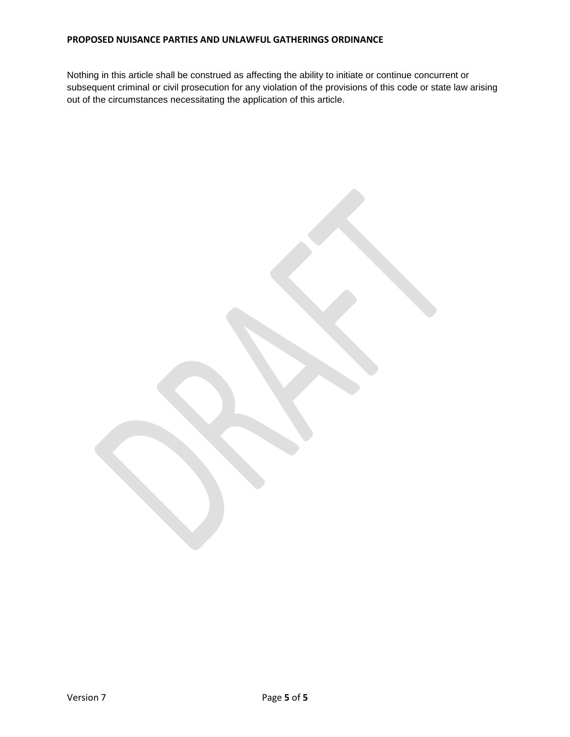Nothing in this article shall be construed as affecting the ability to initiate or continue concurrent or subsequent criminal or civil prosecution for any violation of the provisions of this code or state law arising out of the circumstances necessitating the application of this article.